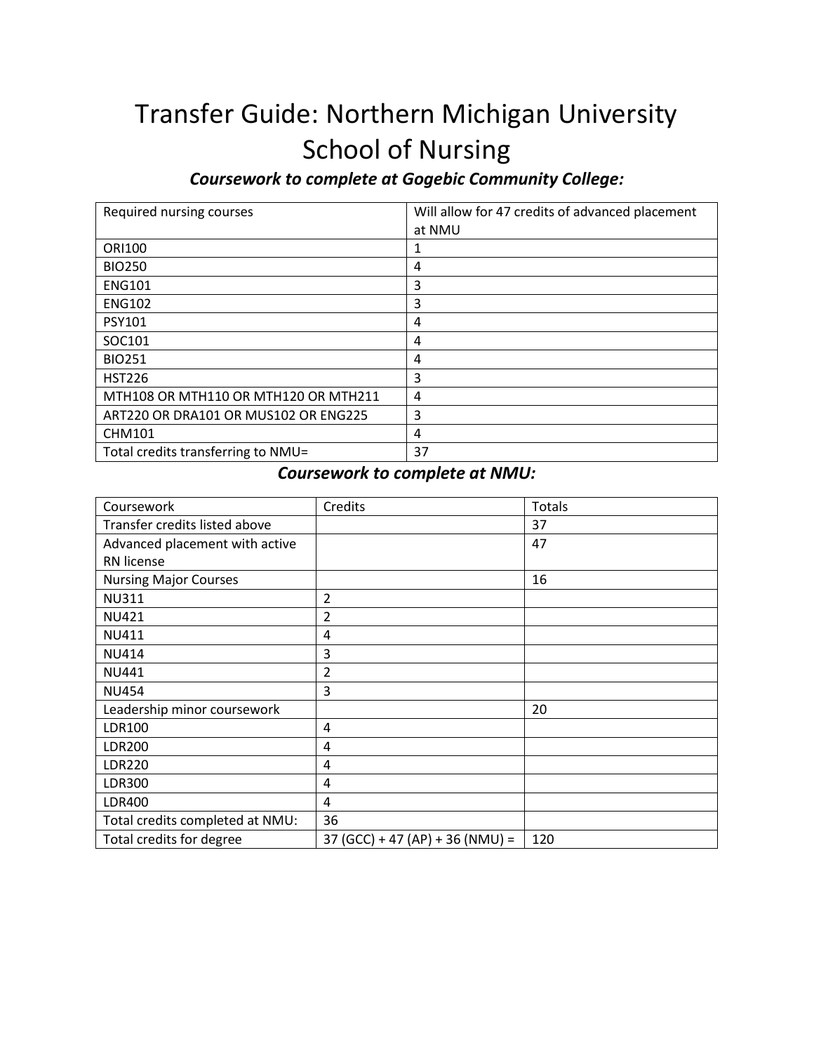# Transfer Guide: Northern Michigan University School of Nursing

### *Coursework to complete at Gogebic Community College:*

| Required nursing courses | Will allow for 47 credits of advanced placement at NMU |
|---|---|
| ORI100 | 1 |
| BIO250 | 4 |
| ENG101 | 3 |
| ENG102 | 3 |
| PSY101 | 4 |
| SOC101 | 4 |
| BIO251 | 4 |
| HST226 | 3 |
| MTH108 OR MTH110 OR MTH120 OR MTH211 | 4 |
| ART220 OR DRA101 OR MUS102 OR ENG225 | 3 |
| CHM101 | 4 |
| Total credits transferring to NMU= | 37 |

### *Coursework to complete at NMU:*

| Coursework | Credits | Totals |
|---|---|---|
| Transfer credits listed above | | 37 |
| Advanced placement with active RN license | | 47 |
| Nursing Major Courses | | 16 |
| NU311 | 2 | |
| NU421 | 2 | |
| NU411 | 4 | |
| NU414 | 3 | |
| NU441 | 2 | |
| NU454 | 3 | |
| Leadership minor coursework | | 20 |
| LDR100 | 4 | |
| LDR200 | 4 | |
| LDR220 | 4 | |
| LDR300 | 4 | |
| LDR400 | 4 | |
| Total credits completed at NMU: | 36 | |
| Total credits for degree | 37 (GCC) + 47 (AP) + 36 (NMU) = | 120 |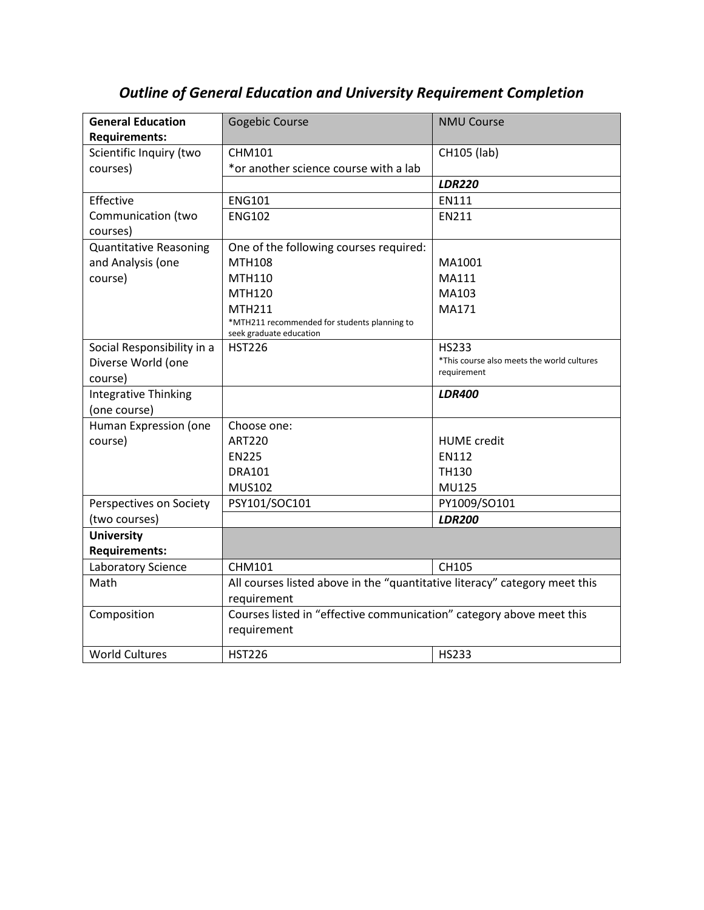# *Outline of General Education and University Requirement Completion*

| **General Education Requirements:** | Gogebic Course | NMU Course |
|---|---|---|
| Scientific Inquiry (two courses) | CHM101<br>*or another science course with a lab | CH105 (lab) |
| | | ***LDR220*** |
| Effective Communication (two courses) | ENG101 | EN111 |
| | ENG102 | EN211 |
| Quantitative Reasoning and Analysis (one course) | One of the following courses required:<br>MTH108<br>MTH110<br>MTH120<br>MTH211<br>*MTH211 recommended for students planning to seek graduate education | <br>MA1001<br>MA111<br>MA103<br>MA171 |
| Social Responsibility in a Diverse World (one course) | HST226 | HS233<br>*This course also meets the world cultures requirement |
| Integrative Thinking (one course) | | ***LDR400*** |
| Human Expression (one course) | Choose one:<br>ART220<br>EN225<br>DRA101<br>MUS102 | <br>HUME credit<br>EN112<br>TH130<br>MU125 |
| Perspectives on Society (two courses) | PSY101/SOC101 | PY1009/SO101 |
| | | ***LDR200*** |
| **University Requirements:** | | |
| Laboratory Science | CHM101 | CH105 |
| Math | All courses listed above in the "quantitative literacy" category meet this requirement | |
| Composition | Courses listed in "effective communication" category above meet this requirement | |
| World Cultures | HST226 | HS233 |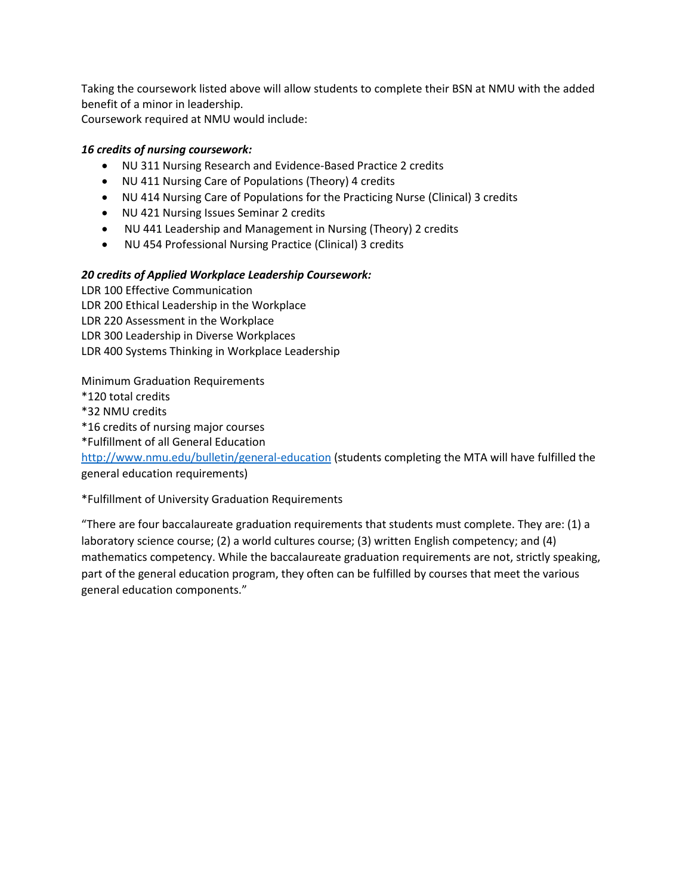Taking the coursework listed above will allow students to complete their BSN at NMU with the added benefit of a minor in leadership.
Coursework required at NMU would include:

***16 credits of nursing coursework:***

- NU 311 Nursing Research and Evidence-Based Practice 2 credits
- NU 411 Nursing Care of Populations (Theory) 4 credits
- NU 414 Nursing Care of Populations for the Practicing Nurse (Clinical) 3 credits
- NU 421 Nursing Issues Seminar 2 credits
- NU 441 Leadership and Management in Nursing (Theory) 2 credits
- NU 454 Professional Nursing Practice (Clinical) 3 credits

***20 credits of Applied Workplace Leadership Coursework:***

LDR 100 Effective Communication
LDR 200 Ethical Leadership in the Workplace
LDR 220 Assessment in the Workplace
LDR 300 Leadership in Diverse Workplaces
LDR 400 Systems Thinking in Workplace Leadership

Minimum Graduation Requirements
*120 total credits
*32 NMU credits
*16 credits of nursing major courses
*Fulfillment of all General Education
http://www.nmu.edu/bulletin/general-education (students completing the MTA will have fulfilled the general education requirements)

*Fulfillment of University Graduation Requirements

"There are four baccalaureate graduation requirements that students must complete. They are: (1) a laboratory science course; (2) a world cultures course; (3) written English competency; and (4) mathematics competency. While the baccalaureate graduation requirements are not, strictly speaking, part of the general education program, they often can be fulfilled by courses that meet the various general education components."